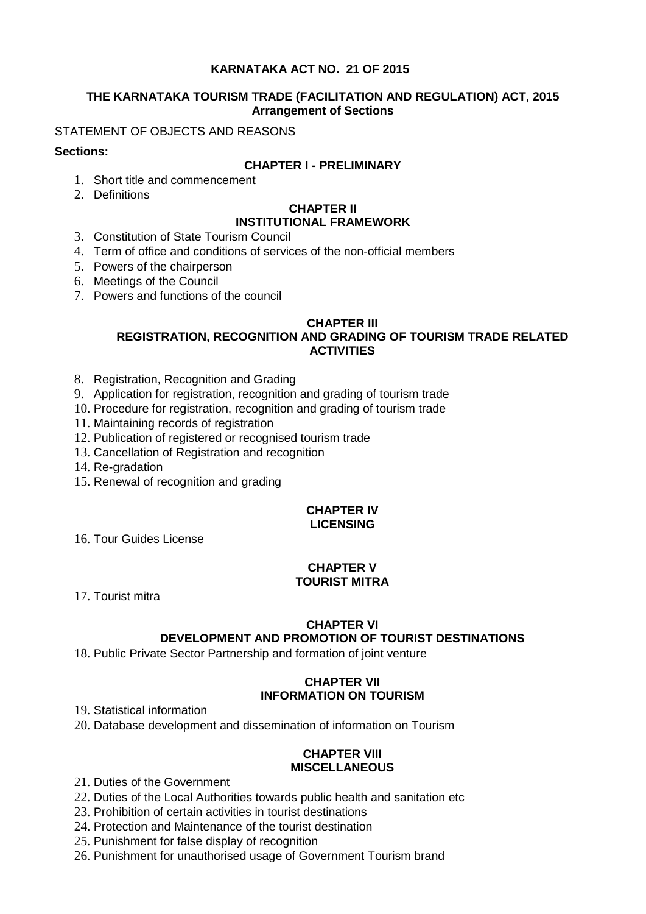**KARNATAKA ACT NO. 21 OF 2015**

**THE KARNATAKA TOURISM TRADE (FACILITATION AND REGULATION) ACT, 2015**
**Arrangement of Sections**

STATEMENT OF OBJECTS AND REASONS

**Sections:**

**CHAPTER I - PRELIMINARY**

1. Short title and commencement
2. Definitions

**CHAPTER II**
**INSTITUTIONAL FRAMEWORK**

3. Constitution of State Tourism Council
4. Term of office and conditions of services of the non-official members
5. Powers of the chairperson
6. Meetings of the Council
7. Powers and functions of the council

**CHAPTER III**
**REGISTRATION, RECOGNITION AND GRADING OF TOURISM TRADE RELATED ACTIVITIES**

8. Registration, Recognition and Grading
9. Application for registration, recognition and grading of tourism trade
10. Procedure for registration, recognition and grading of tourism trade
11. Maintaining records of registration
12. Publication of registered or recognised tourism trade
13. Cancellation of Registration and recognition
14. Re-gradation
15. Renewal of recognition and grading

**CHAPTER IV**
**LICENSING**

16. Tour Guides License

**CHAPTER V**
**TOURIST MITRA**

17. Tourist mitra

**CHAPTER VI**
**DEVELOPMENT AND PROMOTION OF TOURIST DESTINATIONS**

18. Public Private Sector Partnership and formation of joint venture

**CHAPTER VII**
**INFORMATION ON TOURISM**

19. Statistical information
20. Database development and dissemination of information on Tourism

**CHAPTER VIII**
**MISCELLANEOUS**

21. Duties of the Government
22. Duties of the Local Authorities towards public health and sanitation etc
23. Prohibition of certain activities in tourist destinations
24. Protection and Maintenance of the tourist destination
25. Punishment for false display of recognition
26. Punishment for unauthorised usage of Government Tourism brand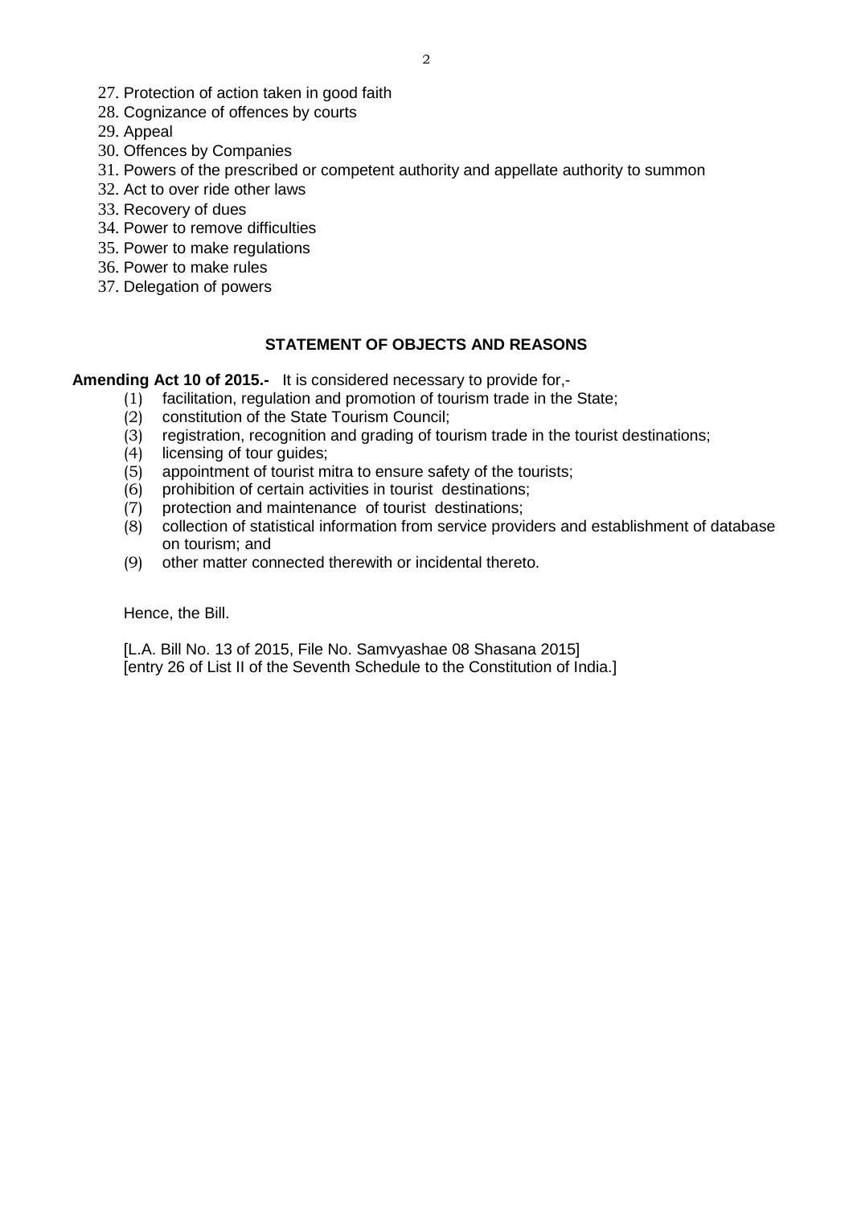27. Protection of action taken in good faith
28. Cognizance of offences by courts
29. Appeal
30. Offences by Companies
31. Powers of the prescribed or competent authority and appellate authority to summon
32. Act to over ride other laws
33. Recovery of dues
34. Power to remove difficulties
35. Power to make regulations
36. Power to make rules
37. Delegation of powers

## STATEMENT OF OBJECTS AND REASONS

**Amending Act 10 of 2015.-** It is considered necessary to provide for,-

(1) facilitation, regulation and promotion of tourism trade in the State;
(2) constitution of the State Tourism Council;
(3) registration, recognition and grading of tourism trade in the tourist destinations;
(4) licensing of tour guides;
(5) appointment of tourist mitra to ensure safety of the tourists;
(6) prohibition of certain activities in tourist destinations;
(7) protection and maintenance of tourist destinations;
(8) collection of statistical information from service providers and establishment of database on tourism; and
(9) other matter connected therewith or incidental thereto.

Hence, the Bill.

[L.A. Bill No. 13 of 2015, File No. Samvyashae 08 Shasana 2015]
[entry 26 of List II of the Seventh Schedule to the Constitution of India.]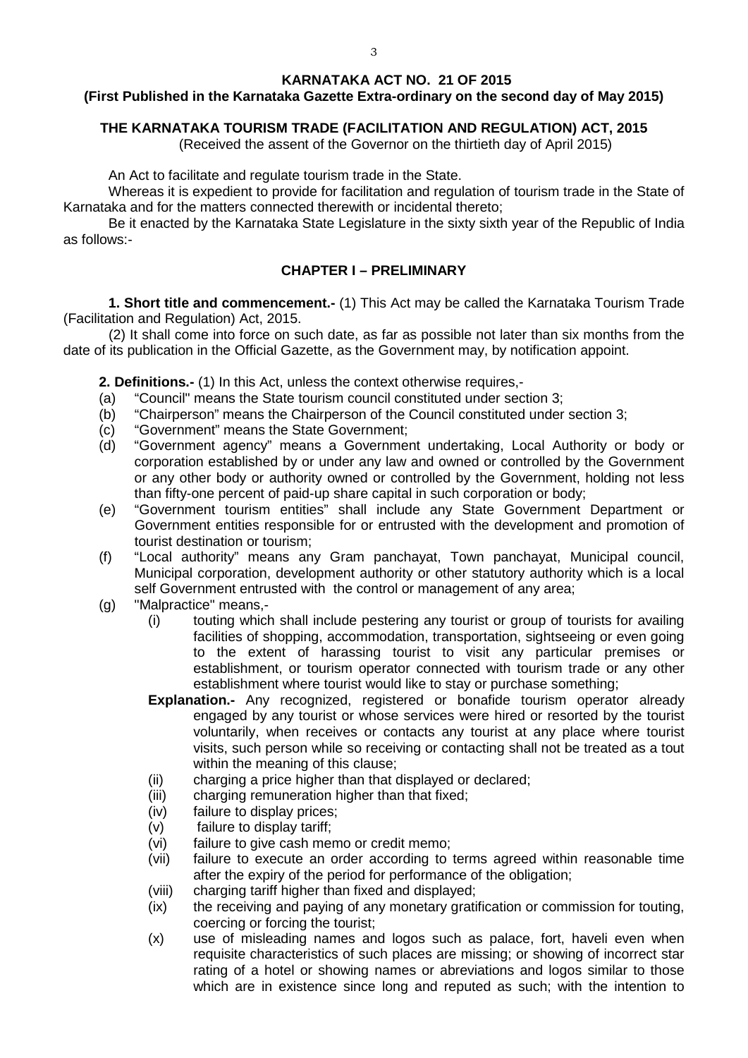**KARNATAKA ACT NO. 21 OF 2015**

**(First Published in the Karnataka Gazette Extra-ordinary on the second day of May 2015)**

**THE KARNATAKA TOURISM TRADE (FACILITATION AND REGULATION) ACT, 2015**

(Received the assent of the Governor on the thirtieth day of April 2015)

An Act to facilitate and regulate tourism trade in the State.

Whereas it is expedient to provide for facilitation and regulation of tourism trade in the State of Karnataka and for the matters connected therewith or incidental thereto;

Be it enacted by the Karnataka State Legislature in the sixty sixth year of the Republic of India as follows:-

**CHAPTER I – PRELIMINARY**

**1. Short title and commencement.-** (1) This Act may be called the Karnataka Tourism Trade (Facilitation and Regulation) Act, 2015.

(2) It shall come into force on such date, as far as possible not later than six months from the date of its publication in the Official Gazette, as the Government may, by notification appoint.

**2. Definitions.-** (1) In this Act, unless the context otherwise requires,-

(a) "Council" means the State tourism council constituted under section 3;

(b) "Chairperson" means the Chairperson of the Council constituted under section 3;

(c) "Government" means the State Government;

(d) "Government agency" means a Government undertaking, Local Authority or body or corporation established by or under any law and owned or controlled by the Government or any other body or authority owned or controlled by the Government, holding not less than fifty-one percent of paid-up share capital in such corporation or body;

(e) "Government tourism entities" shall include any State Government Department or Government entities responsible for or entrusted with the development and promotion of tourist destination or tourism;

(f) "Local authority" means any Gram panchayat, Town panchayat, Municipal council, Municipal corporation, development authority or other statutory authority which is a local self Government entrusted with the control or management of any area;

(g) "Malpractice" means,-

(i) touting which shall include pestering any tourist or group of tourists for availing facilities of shopping, accommodation, transportation, sightseeing or even going to the extent of harassing tourist to visit any particular premises or establishment, or tourism operator connected with tourism trade or any other establishment where tourist would like to stay or purchase something;

**Explanation.-** Any recognized, registered or bonafide tourism operator already engaged by any tourist or whose services were hired or resorted by the tourist voluntarily, when receives or contacts any tourist at any place where tourist visits, such person while so receiving or contacting shall not be treated as a tout within the meaning of this clause;

(ii) charging a price higher than that displayed or declared;

(iii) charging remuneration higher than that fixed;

(iv) failure to display prices;

(v) failure to display tariff;

(vi) failure to give cash memo or credit memo;

(vii) failure to execute an order according to terms agreed within reasonable time after the expiry of the period for performance of the obligation;

(viii) charging tariff higher than fixed and displayed;

(ix) the receiving and paying of any monetary gratification or commission for touting, coercing or forcing the tourist;

(x) use of misleading names and logos such as palace, fort, haveli even when requisite characteristics of such places are missing; or showing of incorrect star rating of a hotel or showing names or abreviations and logos similar to those which are in existence since long and reputed as such; with the intention to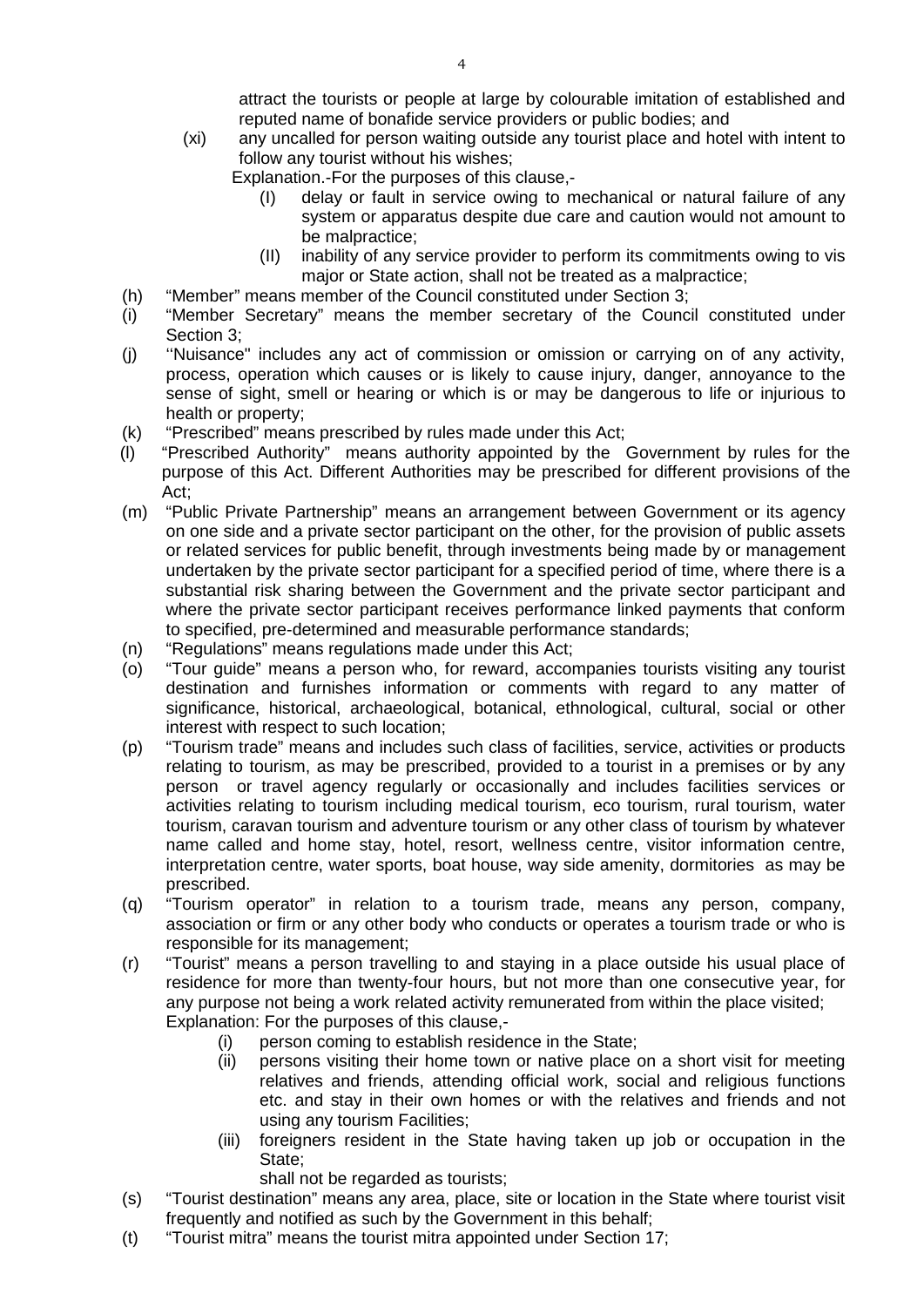attract the tourists or people at large by colourable imitation of established and reputed name of bonafide service providers or public bodies; and

(xi) any uncalled for person waiting outside any tourist place and hotel with intent to follow any tourist without his wishes;

Explanation.-For the purposes of this clause,-

(I) delay or fault in service owing to mechanical or natural failure of any system or apparatus despite due care and caution would not amount to be malpractice;

(II) inability of any service provider to perform its commitments owing to vis major or State action, shall not be treated as a malpractice;

(h) "Member" means member of the Council constituted under Section 3;

(i) "Member Secretary" means the member secretary of the Council constituted under Section 3;

(j) ''Nuisance" includes any act of commission or omission or carrying on of any activity, process, operation which causes or is likely to cause injury, danger, annoyance to the sense of sight, smell or hearing or which is or may be dangerous to life or injurious to health or property;

(k) "Prescribed" means prescribed by rules made under this Act;

(l) "Prescribed Authority" means authority appointed by the Government by rules for the purpose of this Act. Different Authorities may be prescribed for different provisions of the Act;

(m) "Public Private Partnership" means an arrangement between Government or its agency on one side and a private sector participant on the other, for the provision of public assets or related services for public benefit, through investments being made by or management undertaken by the private sector participant for a specified period of time, where there is a substantial risk sharing between the Government and the private sector participant and where the private sector participant receives performance linked payments that conform to specified, pre-determined and measurable performance standards;

(n) "Regulations" means regulations made under this Act;

(o) "Tour guide" means a person who, for reward, accompanies tourists visiting any tourist destination and furnishes information or comments with regard to any matter of significance, historical, archaeological, botanical, ethnological, cultural, social or other interest with respect to such location;

(p) "Tourism trade" means and includes such class of facilities, service, activities or products relating to tourism, as may be prescribed, provided to a tourist in a premises or by any person or travel agency regularly or occasionally and includes facilities services or activities relating to tourism including medical tourism, eco tourism, rural tourism, water tourism, caravan tourism and adventure tourism or any other class of tourism by whatever name called and home stay, hotel, resort, wellness centre, visitor information centre, interpretation centre, water sports, boat house, way side amenity, dormitories as may be prescribed.

(q) "Tourism operator" in relation to a tourism trade, means any person, company, association or firm or any other body who conducts or operates a tourism trade or who is responsible for its management;

(r) "Tourist" means a person travelling to and staying in a place outside his usual place of residence for more than twenty-four hours, but not more than one consecutive year, for any purpose not being a work related activity remunerated from within the place visited;

Explanation: For the purposes of this clause,-

(i) person coming to establish residence in the State;

(ii) persons visiting their home town or native place on a short visit for meeting relatives and friends, attending official work, social and religious functions etc. and stay in their own homes or with the relatives and friends and not using any tourism Facilities;

(iii) foreigners resident in the State having taken up job or occupation in the State;

shall not be regarded as tourists;

(s) "Tourist destination" means any area, place, site or location in the State where tourist visit frequently and notified as such by the Government in this behalf;

(t) "Tourist mitra" means the tourist mitra appointed under Section 17;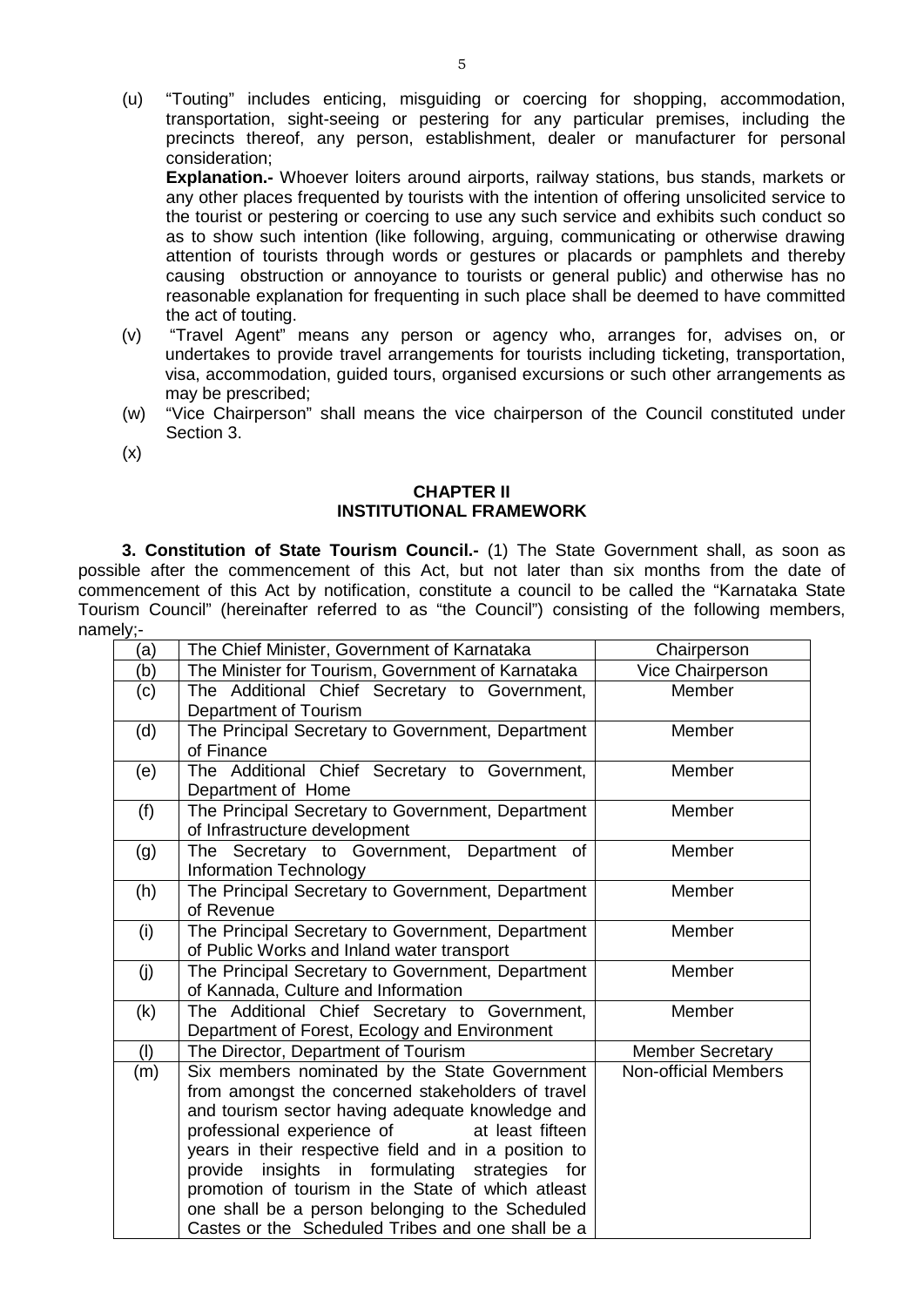(u) "Touting" includes enticing, misguiding or coercing for shopping, accommodation, transportation, sight-seeing or pestering for any particular premises, including the precincts thereof, any person, establishment, dealer or manufacturer for personal consideration;

**Explanation.-** Whoever loiters around airports, railway stations, bus stands, markets or any other places frequented by tourists with the intention of offering unsolicited service to the tourist or pestering or coercing to use any such service and exhibits such conduct so as to show such intention (like following, arguing, communicating or otherwise drawing attention of tourists through words or gestures or placards or pamphlets and thereby causing obstruction or annoyance to tourists or general public) and otherwise has no reasonable explanation for frequenting in such place shall be deemed to have committed the act of touting.

(v) "Travel Agent" means any person or agency who, arranges for, advises on, or undertakes to provide travel arrangements for tourists including ticketing, transportation, visa, accommodation, guided tours, organised excursions or such other arrangements as may be prescribed;

(w) "Vice Chairperson" shall means the vice chairperson of the Council constituted under Section 3.

(x)

## CHAPTER II
## INSTITUTIONAL FRAMEWORK

**3. Constitution of State Tourism Council.-** (1) The State Government shall, as soon as possible after the commencement of this Act, but not later than six months from the date of commencement of this Act by notification, constitute a council to be called the "Karnataka State Tourism Council" (hereinafter referred to as "the Council") consisting of the following members, namely;-

| | | |
|---|---|---|
| (a) | The Chief Minister, Government of Karnataka | Chairperson |
| (b) | The Minister for Tourism, Government of Karnataka | Vice Chairperson |
| (c) | The Additional Chief Secretary to Government, Department of Tourism | Member |
| (d) | The Principal Secretary to Government, Department of Finance | Member |
| (e) | The Additional Chief Secretary to Government, Department of Home | Member |
| (f) | The Principal Secretary to Government, Department of Infrastructure development | Member |
| (g) | The Secretary to Government, Department of Information Technology | Member |
| (h) | The Principal Secretary to Government, Department of Revenue | Member |
| (i) | The Principal Secretary to Government, Department of Public Works and Inland water transport | Member |
| (j) | The Principal Secretary to Government, Department of Kannada, Culture and Information | Member |
| (k) | The Additional Chief Secretary to Government, Department of Forest, Ecology and Environment | Member |
| (l) | The Director, Department of Tourism | Member Secretary |
| (m) | Six members nominated by the State Government from amongst the concerned stakeholders of travel and tourism sector having adequate knowledge and professional experience of at least fifteen years in their respective field and in a position to provide insights in formulating strategies for promotion of tourism in the State of which atleast one shall be a person belonging to the Scheduled Castes or the Scheduled Tribes and one shall be a | Non-official Members |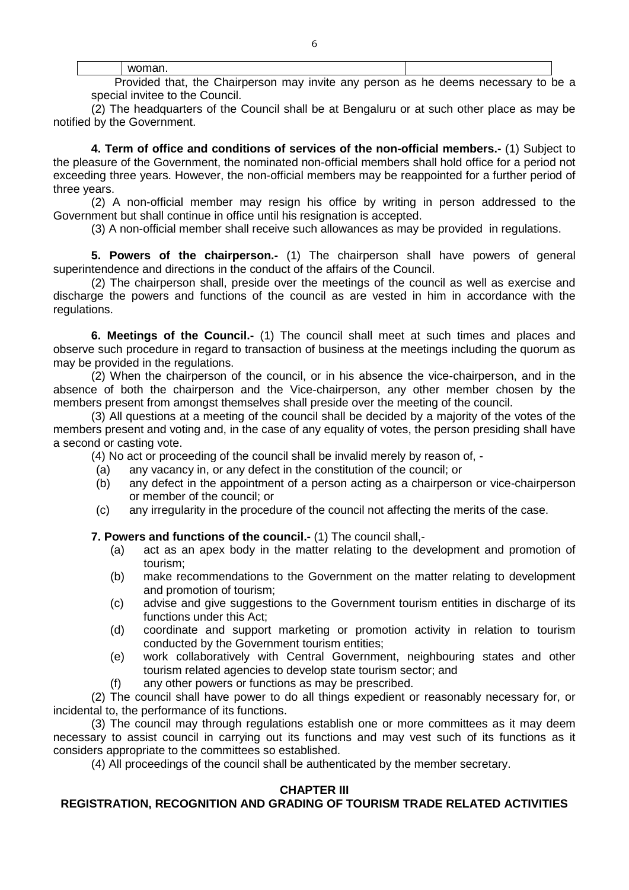|  | woman. |  |
|---|---|---|

Provided that, the Chairperson may invite any person as he deems necessary to be a special invitee to the Council.

(2) The headquarters of the Council shall be at Bengaluru or at such other place as may be notified by the Government.

**4. Term of office and conditions of services of the non-official members.-** (1) Subject to the pleasure of the Government, the nominated non-official members shall hold office for a period not exceeding three years. However, the non-official members may be reappointed for a further period of three years.

(2) A non-official member may resign his office by writing in person addressed to the Government but shall continue in office until his resignation is accepted.

(3) A non-official member shall receive such allowances as may be provided in regulations.

**5. Powers of the chairperson.-** (1) The chairperson shall have powers of general superintendence and directions in the conduct of the affairs of the Council.

(2) The chairperson shall, preside over the meetings of the council as well as exercise and discharge the powers and functions of the council as are vested in him in accordance with the regulations.

**6. Meetings of the Council.-** (1) The council shall meet at such times and places and observe such procedure in regard to transaction of business at the meetings including the quorum as may be provided in the regulations.

(2) When the chairperson of the council, or in his absence the vice-chairperson, and in the absence of both the chairperson and the Vice-chairperson, any other member chosen by the members present from amongst themselves shall preside over the meeting of the council.

(3) All questions at a meeting of the council shall be decided by a majority of the votes of the members present and voting and, in the case of any equality of votes, the person presiding shall have a second or casting vote.

(4) No act or proceeding of the council shall be invalid merely by reason of, -

(a) any vacancy in, or any defect in the constitution of the council; or

(b) any defect in the appointment of a person acting as a chairperson or vice-chairperson or member of the council; or

(c) any irregularity in the procedure of the council not affecting the merits of the case.

**7. Powers and functions of the council.-** (1) The council shall,-

(a) act as an apex body in the matter relating to the development and promotion of tourism;

(b) make recommendations to the Government on the matter relating to development and promotion of tourism;

(c) advise and give suggestions to the Government tourism entities in discharge of its functions under this Act;

(d) coordinate and support marketing or promotion activity in relation to tourism conducted by the Government tourism entities;

(e) work collaboratively with Central Government, neighbouring states and other tourism related agencies to develop state tourism sector; and

(f) any other powers or functions as may be prescribed.

(2) The council shall have power to do all things expedient or reasonably necessary for, or incidental to, the performance of its functions.

(3) The council may through regulations establish one or more committees as it may deem necessary to assist council in carrying out its functions and may vest such of its functions as it considers appropriate to the committees so established.

(4) All proceedings of the council shall be authenticated by the member secretary.

## CHAPTER III

## REGISTRATION, RECOGNITION AND GRADING OF TOURISM TRADE RELATED ACTIVITIES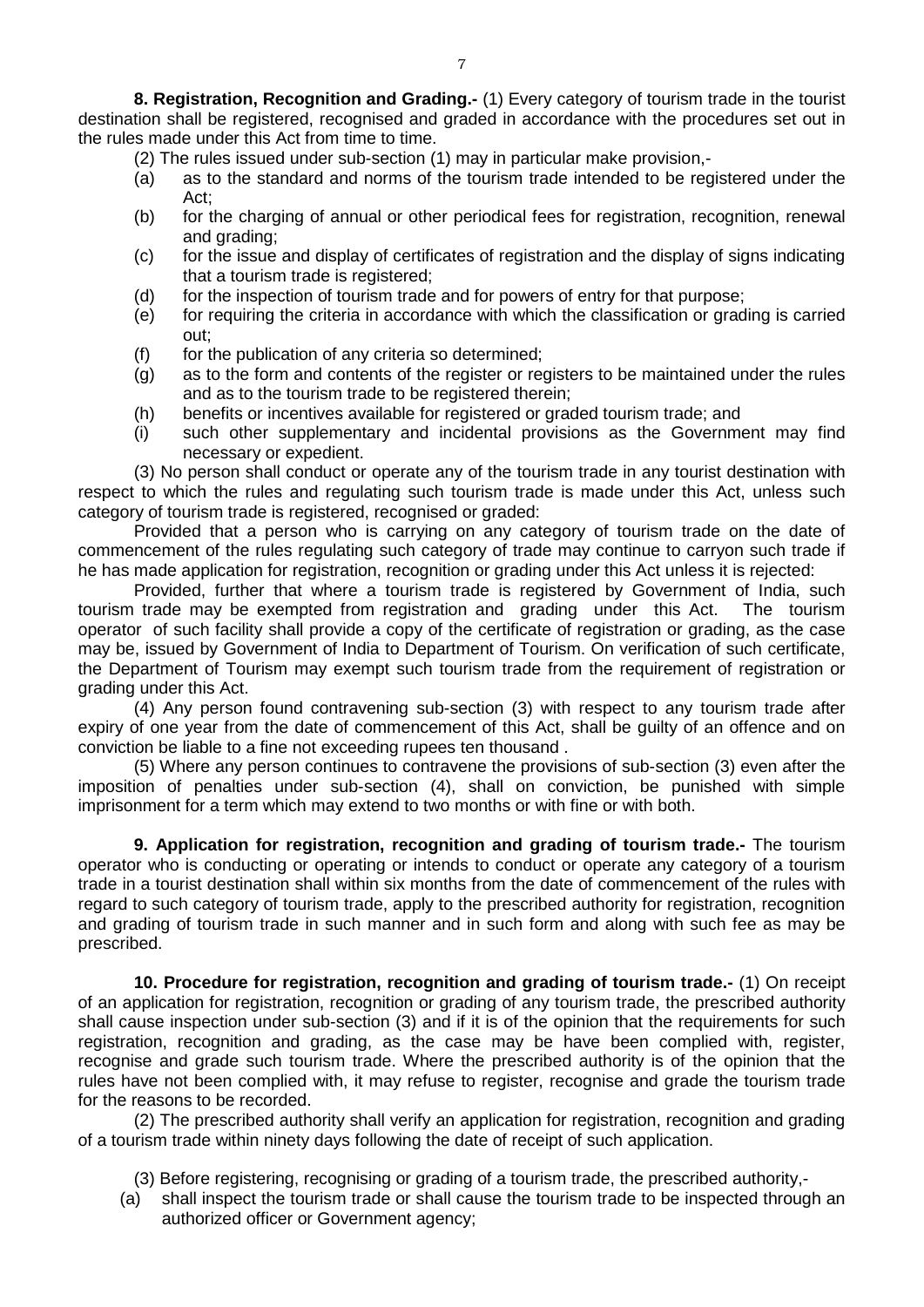**8. Registration, Recognition and Grading.-** (1) Every category of tourism trade in the tourist destination shall be registered, recognised and graded in accordance with the procedures set out in the rules made under this Act from time to time.

(2) The rules issued under sub-section (1) may in particular make provision,-

(a) as to the standard and norms of the tourism trade intended to be registered under the Act;

(b) for the charging of annual or other periodical fees for registration, recognition, renewal and grading;

(c) for the issue and display of certificates of registration and the display of signs indicating that a tourism trade is registered;

(d) for the inspection of tourism trade and for powers of entry for that purpose;

(e) for requiring the criteria in accordance with which the classification or grading is carried out;

(f) for the publication of any criteria so determined;

(g) as to the form and contents of the register or registers to be maintained under the rules and as to the tourism trade to be registered therein;

(h) benefits or incentives available for registered or graded tourism trade; and

(i) such other supplementary and incidental provisions as the Government may find necessary or expedient.

(3) No person shall conduct or operate any of the tourism trade in any tourist destination with respect to which the rules and regulating such tourism trade is made under this Act, unless such category of tourism trade is registered, recognised or graded:

Provided that a person who is carrying on any category of tourism trade on the date of commencement of the rules regulating such category of trade may continue to carryon such trade if he has made application for registration, recognition or grading under this Act unless it is rejected:

Provided, further that where a tourism trade is registered by Government of India, such tourism trade may be exempted from registration and grading under this Act. The tourism operator of such facility shall provide a copy of the certificate of registration or grading, as the case may be, issued by Government of India to Department of Tourism. On verification of such certificate, the Department of Tourism may exempt such tourism trade from the requirement of registration or grading under this Act.

(4) Any person found contravening sub-section (3) with respect to any tourism trade after expiry of one year from the date of commencement of this Act, shall be guilty of an offence and on conviction be liable to a fine not exceeding rupees ten thousand .

(5) Where any person continues to contravene the provisions of sub-section (3) even after the imposition of penalties under sub-section (4), shall on conviction, be punished with simple imprisonment for a term which may extend to two months or with fine or with both.

**9. Application for registration, recognition and grading of tourism trade.-** The tourism operator who is conducting or operating or intends to conduct or operate any category of a tourism trade in a tourist destination shall within six months from the date of commencement of the rules with regard to such category of tourism trade, apply to the prescribed authority for registration, recognition and grading of tourism trade in such manner and in such form and along with such fee as may be prescribed.

**10. Procedure for registration, recognition and grading of tourism trade.-** (1) On receipt of an application for registration, recognition or grading of any tourism trade, the prescribed authority shall cause inspection under sub-section (3) and if it is of the opinion that the requirements for such registration, recognition and grading, as the case may be have been complied with, register, recognise and grade such tourism trade. Where the prescribed authority is of the opinion that the rules have not been complied with, it may refuse to register, recognise and grade the tourism trade for the reasons to be recorded.

(2) The prescribed authority shall verify an application for registration, recognition and grading of a tourism trade within ninety days following the date of receipt of such application.

(3) Before registering, recognising or grading of a tourism trade, the prescribed authority,-

(a) shall inspect the tourism trade or shall cause the tourism trade to be inspected through an authorized officer or Government agency;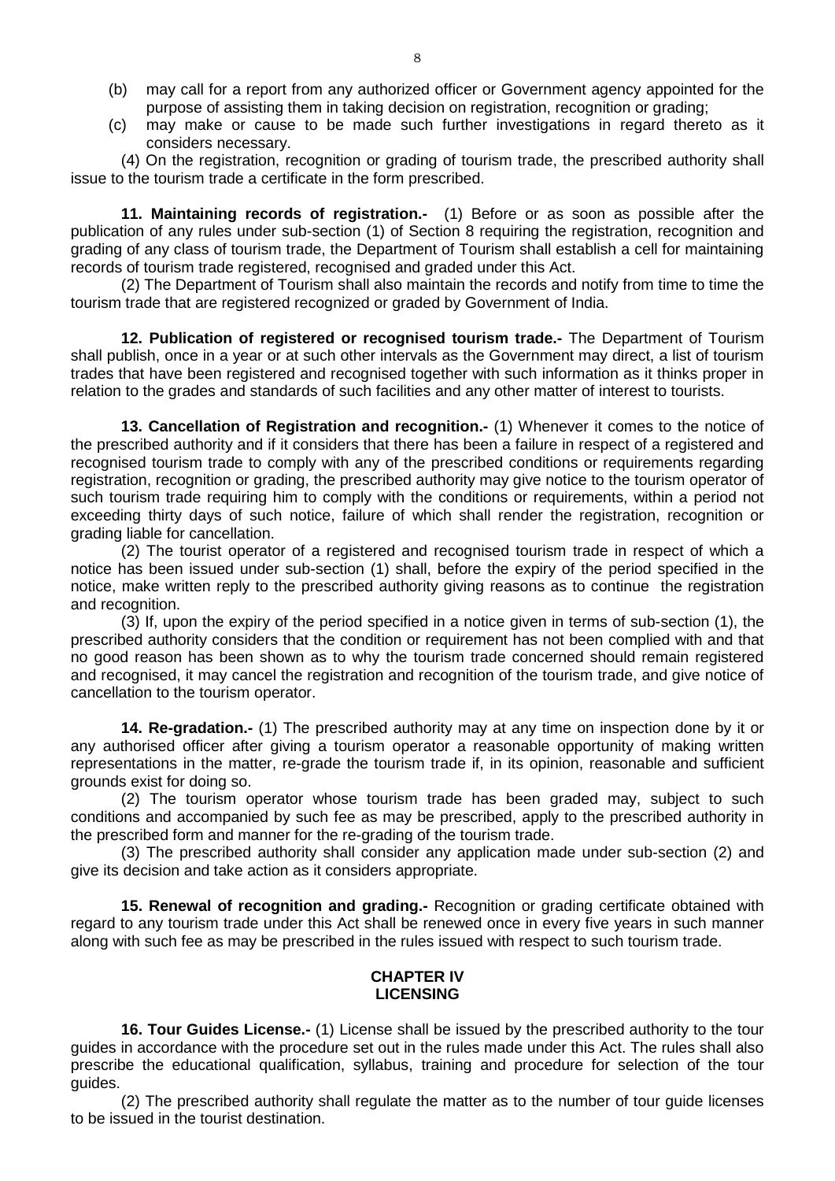(b) may call for a report from any authorized officer or Government agency appointed for the purpose of assisting them in taking decision on registration, recognition or grading;

(c) may make or cause to be made such further investigations in regard thereto as it considers necessary.

(4) On the registration, recognition or grading of tourism trade, the prescribed authority shall issue to the tourism trade a certificate in the form prescribed.

**11. Maintaining records of registration.-** (1) Before or as soon as possible after the publication of any rules under sub-section (1) of Section 8 requiring the registration, recognition and grading of any class of tourism trade, the Department of Tourism shall establish a cell for maintaining records of tourism trade registered, recognised and graded under this Act.

(2) The Department of Tourism shall also maintain the records and notify from time to time the tourism trade that are registered recognized or graded by Government of India.

**12. Publication of registered or recognised tourism trade.-** The Department of Tourism shall publish, once in a year or at such other intervals as the Government may direct, a list of tourism trades that have been registered and recognised together with such information as it thinks proper in relation to the grades and standards of such facilities and any other matter of interest to tourists.

**13. Cancellation of Registration and recognition.-** (1) Whenever it comes to the notice of the prescribed authority and if it considers that there has been a failure in respect of a registered and recognised tourism trade to comply with any of the prescribed conditions or requirements regarding registration, recognition or grading, the prescribed authority may give notice to the tourism operator of such tourism trade requiring him to comply with the conditions or requirements, within a period not exceeding thirty days of such notice, failure of which shall render the registration, recognition or grading liable for cancellation.

(2) The tourist operator of a registered and recognised tourism trade in respect of which a notice has been issued under sub-section (1) shall, before the expiry of the period specified in the notice, make written reply to the prescribed authority giving reasons as to continue the registration and recognition.

(3) If, upon the expiry of the period specified in a notice given in terms of sub-section (1), the prescribed authority considers that the condition or requirement has not been complied with and that no good reason has been shown as to why the tourism trade concerned should remain registered and recognised, it may cancel the registration and recognition of the tourism trade, and give notice of cancellation to the tourism operator.

**14. Re-gradation.-** (1) The prescribed authority may at any time on inspection done by it or any authorised officer after giving a tourism operator a reasonable opportunity of making written representations in the matter, re-grade the tourism trade if, in its opinion, reasonable and sufficient grounds exist for doing so.

(2) The tourism operator whose tourism trade has been graded may, subject to such conditions and accompanied by such fee as may be prescribed, apply to the prescribed authority in the prescribed form and manner for the re-grading of the tourism trade.

(3) The prescribed authority shall consider any application made under sub-section (2) and give its decision and take action as it considers appropriate.

**15. Renewal of recognition and grading.-** Recognition or grading certificate obtained with regard to any tourism trade under this Act shall be renewed once in every five years in such manner along with such fee as may be prescribed in the rules issued with respect to such tourism trade.

## CHAPTER IV
## LICENSING

**16. Tour Guides License.-** (1) License shall be issued by the prescribed authority to the tour guides in accordance with the procedure set out in the rules made under this Act. The rules shall also prescribe the educational qualification, syllabus, training and procedure for selection of the tour guides.

(2) The prescribed authority shall regulate the matter as to the number of tour guide licenses to be issued in the tourist destination.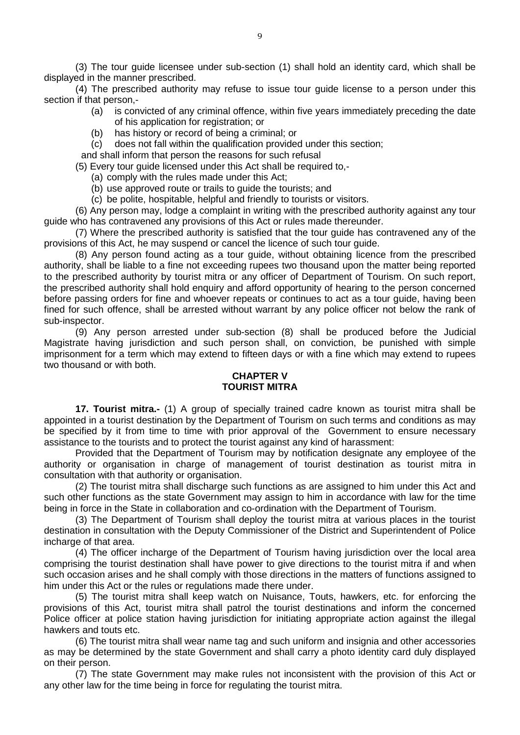(3) The tour guide licensee under sub-section (1) shall hold an identity card, which shall be displayed in the manner prescribed.

(4) The prescribed authority may refuse to issue tour guide license to a person under this section if that person,-

(a) is convicted of any criminal offence, within five years immediately preceding the date of his application for registration; or

(b) has history or record of being a criminal; or

(c) does not fall within the qualification provided under this section;

and shall inform that person the reasons for such refusal

(5) Every tour guide licensed under this Act shall be required to,-

(a) comply with the rules made under this Act;

(b) use approved route or trails to guide the tourists; and

(c) be polite, hospitable, helpful and friendly to tourists or visitors.

(6) Any person may, lodge a complaint in writing with the prescribed authority against any tour guide who has contravened any provisions of this Act or rules made thereunder.

(7) Where the prescribed authority is satisfied that the tour guide has contravened any of the provisions of this Act, he may suspend or cancel the licence of such tour guide.

(8) Any person found acting as a tour guide, without obtaining licence from the prescribed authority, shall be liable to a fine not exceeding rupees two thousand upon the matter being reported to the prescribed authority by tourist mitra or any officer of Department of Tourism. On such report, the prescribed authority shall hold enquiry and afford opportunity of hearing to the person concerned before passing orders for fine and whoever repeats or continues to act as a tour guide, having been fined for such offence, shall be arrested without warrant by any police officer not below the rank of sub-inspector.

(9) Any person arrested under sub-section (8) shall be produced before the Judicial Magistrate having jurisdiction and such person shall, on conviction, be punished with simple imprisonment for a term which may extend to fifteen days or with a fine which may extend to rupees two thousand or with both.

## CHAPTER V
## TOURIST MITRA

**17. Tourist mitra.-** (1) A group of specially trained cadre known as tourist mitra shall be appointed in a tourist destination by the Department of Tourism on such terms and conditions as may be specified by it from time to time with prior approval of the Government to ensure necessary assistance to the tourists and to protect the tourist against any kind of harassment:

Provided that the Department of Tourism may by notification designate any employee of the authority or organisation in charge of management of tourist destination as tourist mitra in consultation with that authority or organisation.

(2) The tourist mitra shall discharge such functions as are assigned to him under this Act and such other functions as the state Government may assign to him in accordance with law for the time being in force in the State in collaboration and co-ordination with the Department of Tourism.

(3) The Department of Tourism shall deploy the tourist mitra at various places in the tourist destination in consultation with the Deputy Commissioner of the District and Superintendent of Police incharge of that area.

(4) The officer incharge of the Department of Tourism having jurisdiction over the local area comprising the tourist destination shall have power to give directions to the tourist mitra if and when such occasion arises and he shall comply with those directions in the matters of functions assigned to him under this Act or the rules or regulations made there under.

(5) The tourist mitra shall keep watch on Nuisance, Touts, hawkers, etc. for enforcing the provisions of this Act, tourist mitra shall patrol the tourist destinations and inform the concerned Police officer at police station having jurisdiction for initiating appropriate action against the illegal hawkers and touts etc.

(6) The tourist mitra shall wear name tag and such uniform and insignia and other accessories as may be determined by the state Government and shall carry a photo identity card duly displayed on their person.

(7) The state Government may make rules not inconsistent with the provision of this Act or any other law for the time being in force for regulating the tourist mitra.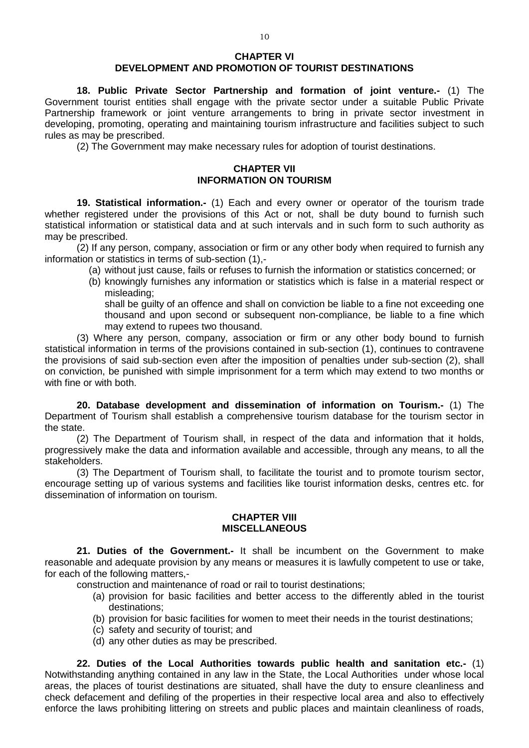## CHAPTER VI
## DEVELOPMENT AND PROMOTION OF TOURIST DESTINATIONS

**18. Public Private Sector Partnership and formation of joint venture.-** (1) The Government tourist entities shall engage with the private sector under a suitable Public Private Partnership framework or joint venture arrangements to bring in private sector investment in developing, promoting, operating and maintaining tourism infrastructure and facilities subject to such rules as may be prescribed.

(2) The Government may make necessary rules for adoption of tourist destinations.

## CHAPTER VII
## INFORMATION ON TOURISM

**19. Statistical information.-** (1) Each and every owner or operator of the tourism trade whether registered under the provisions of this Act or not, shall be duty bound to furnish such statistical information or statistical data and at such intervals and in such form to such authority as may be prescribed.

(2) If any person, company, association or firm or any other body when required to furnish any information or statistics in terms of sub-section (1),-

(a) without just cause, fails or refuses to furnish the information or statistics concerned; or

(b) knowingly furnishes any information or statistics which is false in a material respect or misleading;

shall be guilty of an offence and shall on conviction be liable to a fine not exceeding one thousand and upon second or subsequent non-compliance, be liable to a fine which may extend to rupees two thousand.

(3) Where any person, company, association or firm or any other body bound to furnish statistical information in terms of the provisions contained in sub-section (1), continues to contravene the provisions of said sub-section even after the imposition of penalties under sub-section (2), shall on conviction, be punished with simple imprisonment for a term which may extend to two months or with fine or with both.

**20. Database development and dissemination of information on Tourism.-** (1) The Department of Tourism shall establish a comprehensive tourism database for the tourism sector in the state.

(2) The Department of Tourism shall, in respect of the data and information that it holds, progressively make the data and information available and accessible, through any means, to all the stakeholders.

(3) The Department of Tourism shall, to facilitate the tourist and to promote tourism sector, encourage setting up of various systems and facilities like tourist information desks, centres etc. for dissemination of information on tourism.

## CHAPTER VIII
## MISCELLANEOUS

**21. Duties of the Government.-** It shall be incumbent on the Government to make reasonable and adequate provision by any means or measures it is lawfully competent to use or take, for each of the following matters,-

construction and maintenance of road or rail to tourist destinations;

(a) provision for basic facilities and better access to the differently abled in the tourist destinations;

(b) provision for basic facilities for women to meet their needs in the tourist destinations;

(c) safety and security of tourist; and

(d) any other duties as may be prescribed.

**22. Duties of the Local Authorities towards public health and sanitation etc.-** (1) Notwithstanding anything contained in any law in the State, the Local Authorities under whose local areas, the places of tourist destinations are situated, shall have the duty to ensure cleanliness and check defacement and defiling of the properties in their respective local area and also to effectively enforce the laws prohibiting littering on streets and public places and maintain cleanliness of roads,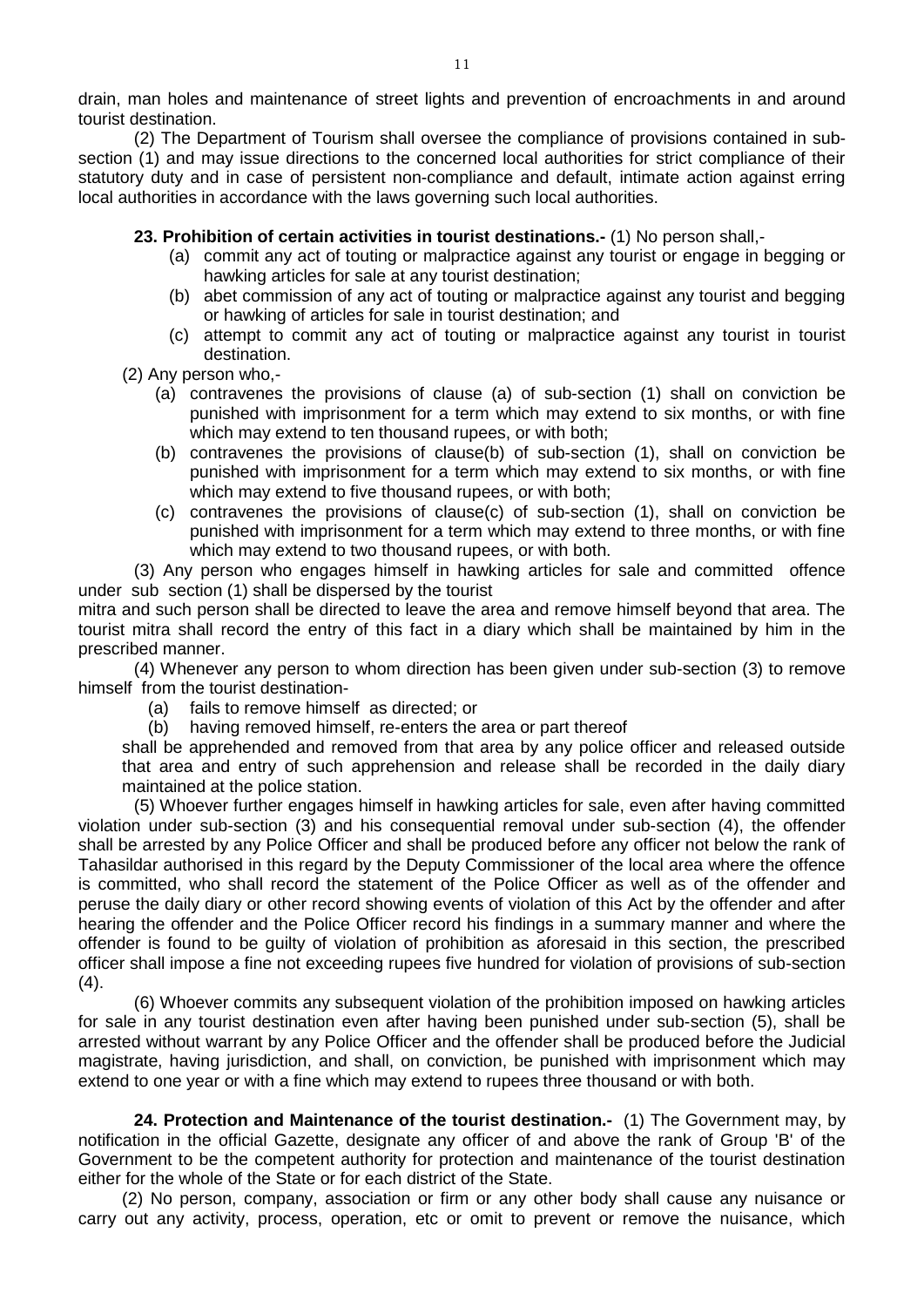drain, man holes and maintenance of street lights and prevention of encroachments in and around tourist destination.

(2) The Department of Tourism shall oversee the compliance of provisions contained in sub-section (1) and may issue directions to the concerned local authorities for strict compliance of their statutory duty and in case of persistent non-compliance and default, intimate action against erring local authorities in accordance with the laws governing such local authorities.

**23. Prohibition of certain activities in tourist destinations.-** (1) No person shall,-

(a) commit any act of touting or malpractice against any tourist or engage in begging or hawking articles for sale at any tourist destination;

(b) abet commission of any act of touting or malpractice against any tourist and begging or hawking of articles for sale in tourist destination; and

(c) attempt to commit any act of touting or malpractice against any tourist in tourist destination.

(2) Any person who,-

(a) contravenes the provisions of clause (a) of sub-section (1) shall on conviction be punished with imprisonment for a term which may extend to six months, or with fine which may extend to ten thousand rupees, or with both;

(b) contravenes the provisions of clause(b) of sub-section (1), shall on conviction be punished with imprisonment for a term which may extend to six months, or with fine which may extend to five thousand rupees, or with both;

(c) contravenes the provisions of clause(c) of sub-section (1), shall on conviction be punished with imprisonment for a term which may extend to three months, or with fine which may extend to two thousand rupees, or with both.

(3) Any person who engages himself in hawking articles for sale and committed offence under sub section (1) shall be dispersed by the tourist mitra and such person shall be directed to leave the area and remove himself beyond that area. The tourist mitra shall record the entry of this fact in a diary which shall be maintained by him in the prescribed manner.

(4) Whenever any person to whom direction has been given under sub-section (3) to remove himself from the tourist destination-

(a) fails to remove himself as directed; or

(b) having removed himself, re-enters the area or part thereof

shall be apprehended and removed from that area by any police officer and released outside that area and entry of such apprehension and release shall be recorded in the daily diary maintained at the police station.

(5) Whoever further engages himself in hawking articles for sale, even after having committed violation under sub-section (3) and his consequential removal under sub-section (4), the offender shall be arrested by any Police Officer and shall be produced before any officer not below the rank of Tahasildar authorised in this regard by the Deputy Commissioner of the local area where the offence is committed, who shall record the statement of the Police Officer as well as of the offender and peruse the daily diary or other record showing events of violation of this Act by the offender and after hearing the offender and the Police Officer record his findings in a summary manner and where the offender is found to be guilty of violation of prohibition as aforesaid in this section, the prescribed officer shall impose a fine not exceeding rupees five hundred for violation of provisions of sub-section (4).

(6) Whoever commits any subsequent violation of the prohibition imposed on hawking articles for sale in any tourist destination even after having been punished under sub-section (5), shall be arrested without warrant by any Police Officer and the offender shall be produced before the Judicial magistrate, having jurisdiction, and shall, on conviction, be punished with imprisonment which may extend to one year or with a fine which may extend to rupees three thousand or with both.

**24. Protection and Maintenance of the tourist destination.-** (1) The Government may, by notification in the official Gazette, designate any officer of and above the rank of Group 'B' of the Government to be the competent authority for protection and maintenance of the tourist destination either for the whole of the State or for each district of the State.

(2) No person, company, association or firm or any other body shall cause any nuisance or carry out any activity, process, operation, etc or omit to prevent or remove the nuisance, which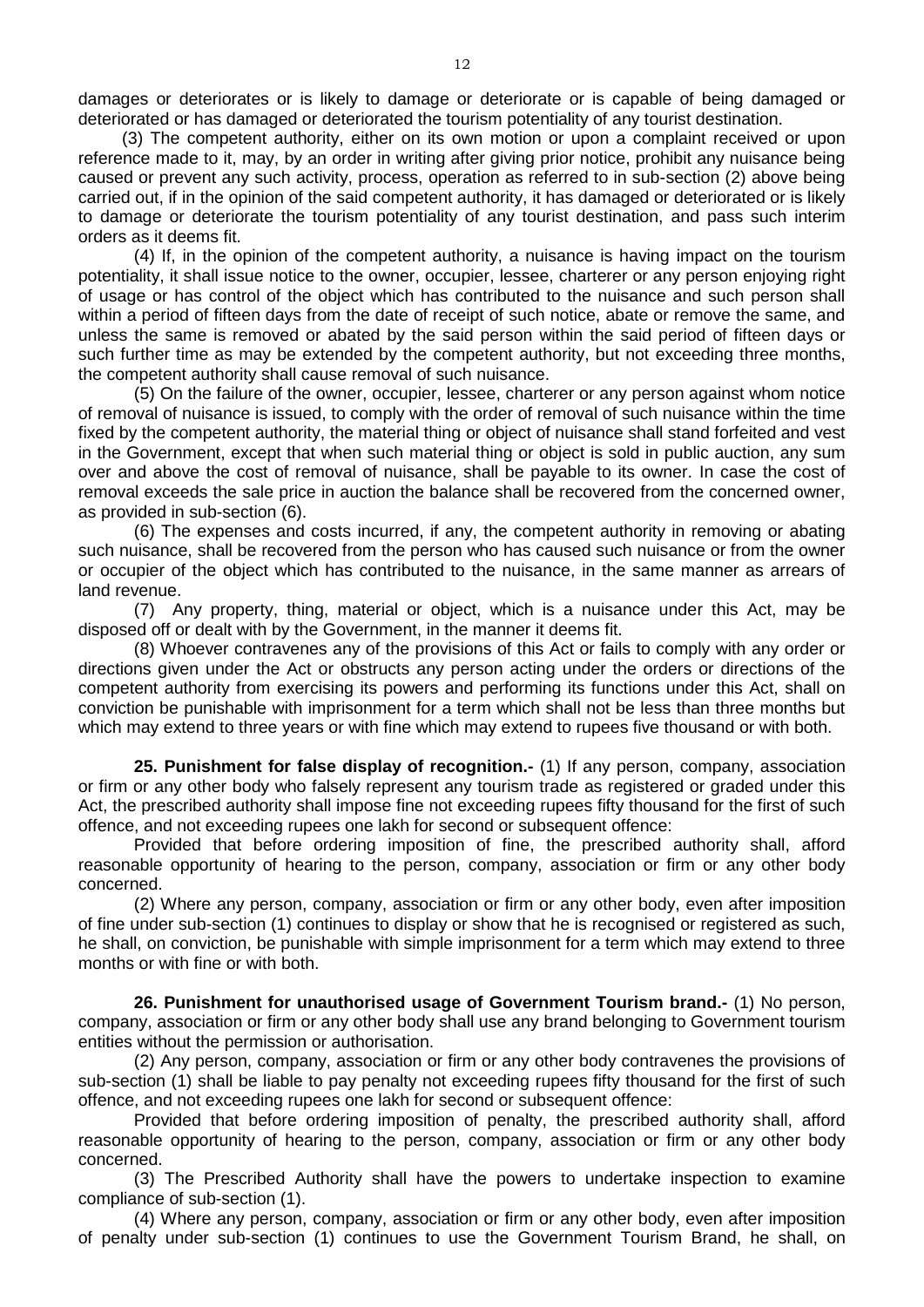damages or deteriorates or is likely to damage or deteriorate or is capable of being damaged or deteriorated or has damaged or deteriorated the tourism potentiality of any tourist destination.

(3) The competent authority, either on its own motion or upon a complaint received or upon reference made to it, may, by an order in writing after giving prior notice, prohibit any nuisance being caused or prevent any such activity, process, operation as referred to in sub-section (2) above being carried out, if in the opinion of the said competent authority, it has damaged or deteriorated or is likely to damage or deteriorate the tourism potentiality of any tourist destination, and pass such interim orders as it deems fit.

(4) If, in the opinion of the competent authority, a nuisance is having impact on the tourism potentiality, it shall issue notice to the owner, occupier, lessee, charterer or any person enjoying right of usage or has control of the object which has contributed to the nuisance and such person shall within a period of fifteen days from the date of receipt of such notice, abate or remove the same, and unless the same is removed or abated by the said person within the said period of fifteen days or such further time as may be extended by the competent authority, but not exceeding three months, the competent authority shall cause removal of such nuisance.

(5) On the failure of the owner, occupier, lessee, charterer or any person against whom notice of removal of nuisance is issued, to comply with the order of removal of such nuisance within the time fixed by the competent authority, the material thing or object of nuisance shall stand forfeited and vest in the Government, except that when such material thing or object is sold in public auction, any sum over and above the cost of removal of nuisance, shall be payable to its owner. In case the cost of removal exceeds the sale price in auction the balance shall be recovered from the concerned owner, as provided in sub-section (6).

(6) The expenses and costs incurred, if any, the competent authority in removing or abating such nuisance, shall be recovered from the person who has caused such nuisance or from the owner or occupier of the object which has contributed to the nuisance, in the same manner as arrears of land revenue.

(7) Any property, thing, material or object, which is a nuisance under this Act, may be disposed off or dealt with by the Government, in the manner it deems fit.

(8) Whoever contravenes any of the provisions of this Act or fails to comply with any order or directions given under the Act or obstructs any person acting under the orders or directions of the competent authority from exercising its powers and performing its functions under this Act, shall on conviction be punishable with imprisonment for a term which shall not be less than three months but which may extend to three years or with fine which may extend to rupees five thousand or with both.

**25. Punishment for false display of recognition.-** (1) If any person, company, association or firm or any other body who falsely represent any tourism trade as registered or graded under this Act, the prescribed authority shall impose fine not exceeding rupees fifty thousand for the first of such offence, and not exceeding rupees one lakh for second or subsequent offence:

Provided that before ordering imposition of fine, the prescribed authority shall, afford reasonable opportunity of hearing to the person, company, association or firm or any other body concerned.

(2) Where any person, company, association or firm or any other body, even after imposition of fine under sub-section (1) continues to display or show that he is recognised or registered as such, he shall, on conviction, be punishable with simple imprisonment for a term which may extend to three months or with fine or with both.

**26. Punishment for unauthorised usage of Government Tourism brand.-** (1) No person, company, association or firm or any other body shall use any brand belonging to Government tourism entities without the permission or authorisation.

(2) Any person, company, association or firm or any other body contravenes the provisions of sub-section (1) shall be liable to pay penalty not exceeding rupees fifty thousand for the first of such offence, and not exceeding rupees one lakh for second or subsequent offence:

Provided that before ordering imposition of penalty, the prescribed authority shall, afford reasonable opportunity of hearing to the person, company, association or firm or any other body concerned.

(3) The Prescribed Authority shall have the powers to undertake inspection to examine compliance of sub-section (1).

(4) Where any person, company, association or firm or any other body, even after imposition of penalty under sub-section (1) continues to use the Government Tourism Brand, he shall, on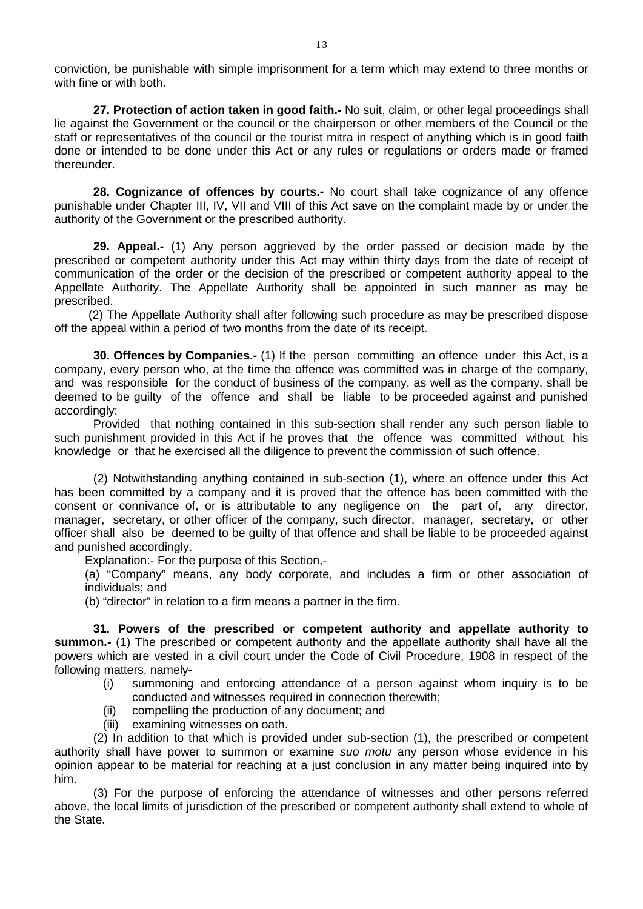conviction, be punishable with simple imprisonment for a term which may extend to three months or with fine or with both.

**27. Protection of action taken in good faith.-** No suit, claim, or other legal proceedings shall lie against the Government or the council or the chairperson or other members of the Council or the staff or representatives of the council or the tourist mitra in respect of anything which is in good faith done or intended to be done under this Act or any rules or regulations or orders made or framed thereunder.

**28. Cognizance of offences by courts.-** No court shall take cognizance of any offence punishable under Chapter III, IV, VII and VIII of this Act save on the complaint made by or under the authority of the Government or the prescribed authority.

**29. Appeal.-** (1) Any person aggrieved by the order passed or decision made by the prescribed or competent authority under this Act may within thirty days from the date of receipt of communication of the order or the decision of the prescribed or competent authority appeal to the Appellate Authority. The Appellate Authority shall be appointed in such manner as may be prescribed.

(2) The Appellate Authority shall after following such procedure as may be prescribed dispose off the appeal within a period of two months from the date of its receipt.

**30. Offences by Companies.-** (1) If the person committing an offence under this Act, is a company, every person who, at the time the offence was committed was in charge of the company, and was responsible for the conduct of business of the company, as well as the company, shall be deemed to be guilty of the offence and shall be liable to be proceeded against and punished accordingly:

Provided that nothing contained in this sub-section shall render any such person liable to such punishment provided in this Act if he proves that the offence was committed without his knowledge or that he exercised all the diligence to prevent the commission of such offence.

(2) Notwithstanding anything contained in sub-section (1), where an offence under this Act has been committed by a company and it is proved that the offence has been committed with the consent or connivance of, or is attributable to any negligence on the part of, any director, manager, secretary, or other officer of the company, such director, manager, secretary, or other officer shall also be deemed to be guilty of that offence and shall be liable to be proceeded against and punished accordingly.

Explanation:- For the purpose of this Section,-

(a) "Company" means, any body corporate, and includes a firm or other association of individuals; and

(b) "director" in relation to a firm means a partner in the firm.

**31. Powers of the prescribed or competent authority and appellate authority to summon.-** (1) The prescribed or competent authority and the appellate authority shall have all the powers which are vested in a civil court under the Code of Civil Procedure, 1908 in respect of the following matters, namely-

(i) summoning and enforcing attendance of a person against whom inquiry is to be conducted and witnesses required in connection therewith;

(ii) compelling the production of any document; and

(iii) examining witnesses on oath.

(2) In addition to that which is provided under sub-section (1), the prescribed or competent authority shall have power to summon or examine *suo motu* any person whose evidence in his opinion appear to be material for reaching at a just conclusion in any matter being inquired into by him.

(3) For the purpose of enforcing the attendance of witnesses and other persons referred above, the local limits of jurisdiction of the prescribed or competent authority shall extend to whole of the State.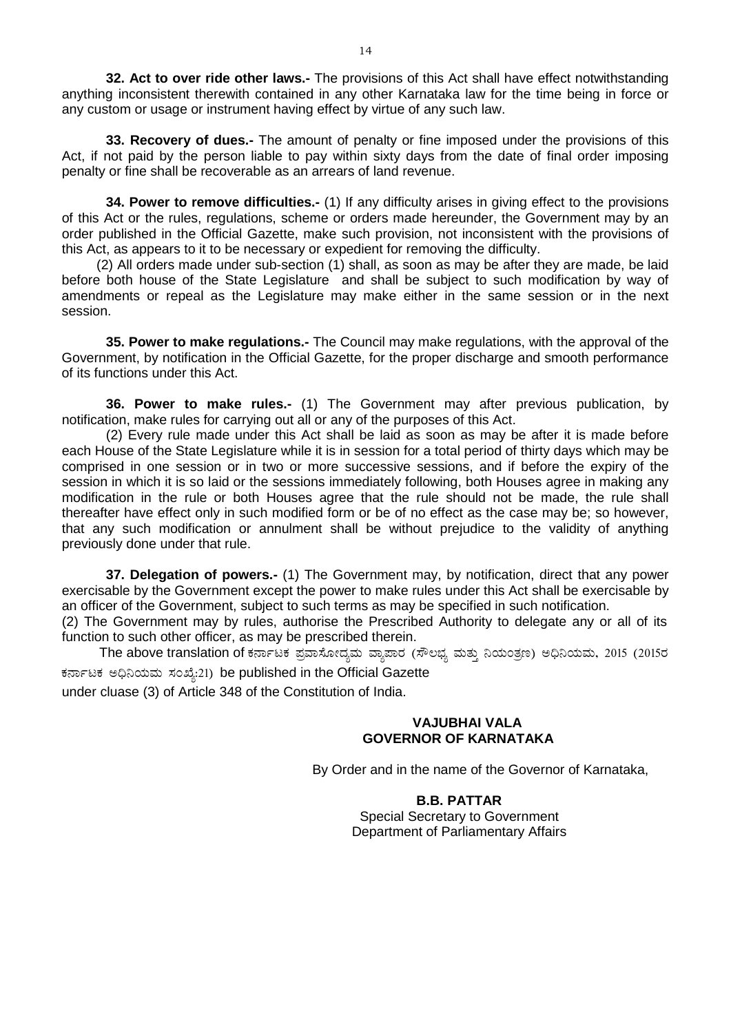**32. Act to over ride other laws.-** The provisions of this Act shall have effect notwithstanding anything inconsistent therewith contained in any other Karnataka law for the time being in force or any custom or usage or instrument having effect by virtue of any such law.

**33. Recovery of dues.-** The amount of penalty or fine imposed under the provisions of this Act, if not paid by the person liable to pay within sixty days from the date of final order imposing penalty or fine shall be recoverable as an arrears of land revenue.

**34. Power to remove difficulties.-** (1) If any difficulty arises in giving effect to the provisions of this Act or the rules, regulations, scheme or orders made hereunder, the Government may by an order published in the Official Gazette, make such provision, not inconsistent with the provisions of this Act, as appears to it to be necessary or expedient for removing the difficulty.

(2) All orders made under sub-section (1) shall, as soon as may be after they are made, be laid before both house of the State Legislature and shall be subject to such modification by way of amendments or repeal as the Legislature may make either in the same session or in the next session.

**35. Power to make regulations.-** The Council may make regulations, with the approval of the Government, by notification in the Official Gazette, for the proper discharge and smooth performance of its functions under this Act.

**36. Power to make rules.-** (1) The Government may after previous publication, by notification, make rules for carrying out all or any of the purposes of this Act.

(2) Every rule made under this Act shall be laid as soon as may be after it is made before each House of the State Legislature while it is in session for a total period of thirty days which may be comprised in one session or in two or more successive sessions, and if before the expiry of the session in which it is so laid or the sessions immediately following, both Houses agree in making any modification in the rule or both Houses agree that the rule should not be made, the rule shall thereafter have effect only in such modified form or be of no effect as the case may be; so however, that any such modification or annulment shall be without prejudice to the validity of anything previously done under that rule.

**37. Delegation of powers.-** (1) The Government may, by notification, direct that any power exercisable by the Government except the power to make rules under this Act shall be exercisable by an officer of the Government, subject to such terms as may be specified in such notification.

(2) The Government may by rules, authorise the Prescribed Authority to delegate any or all of its function to such other officer, as may be prescribed therein.

The above translation of ಕರ್ನಾಟಕ ಪ್ರವಾಸೋದ್ಯಮ ವ್ಯಾಪಾರ (ಸೌಲಭ್ಯ ಮತ್ತು ನಿಯಂತ್ರಣ) ಅಧಿನಿಯಮ, 2015 (2015ರ ಕರ್ನಾಟಕ ಅಧಿನಿಯಮ ಸಂಖ್ಯೆ:21) be published in the Official Gazette under cluase (3) of Article 348 of the Constitution of India.

**VAJUBHAI VALA**
**GOVERNOR OF KARNATAKA**

By Order and in the name of the Governor of Karnataka,

**B.B. PATTAR**
Special Secretary to Government
Department of Parliamentary Affairs